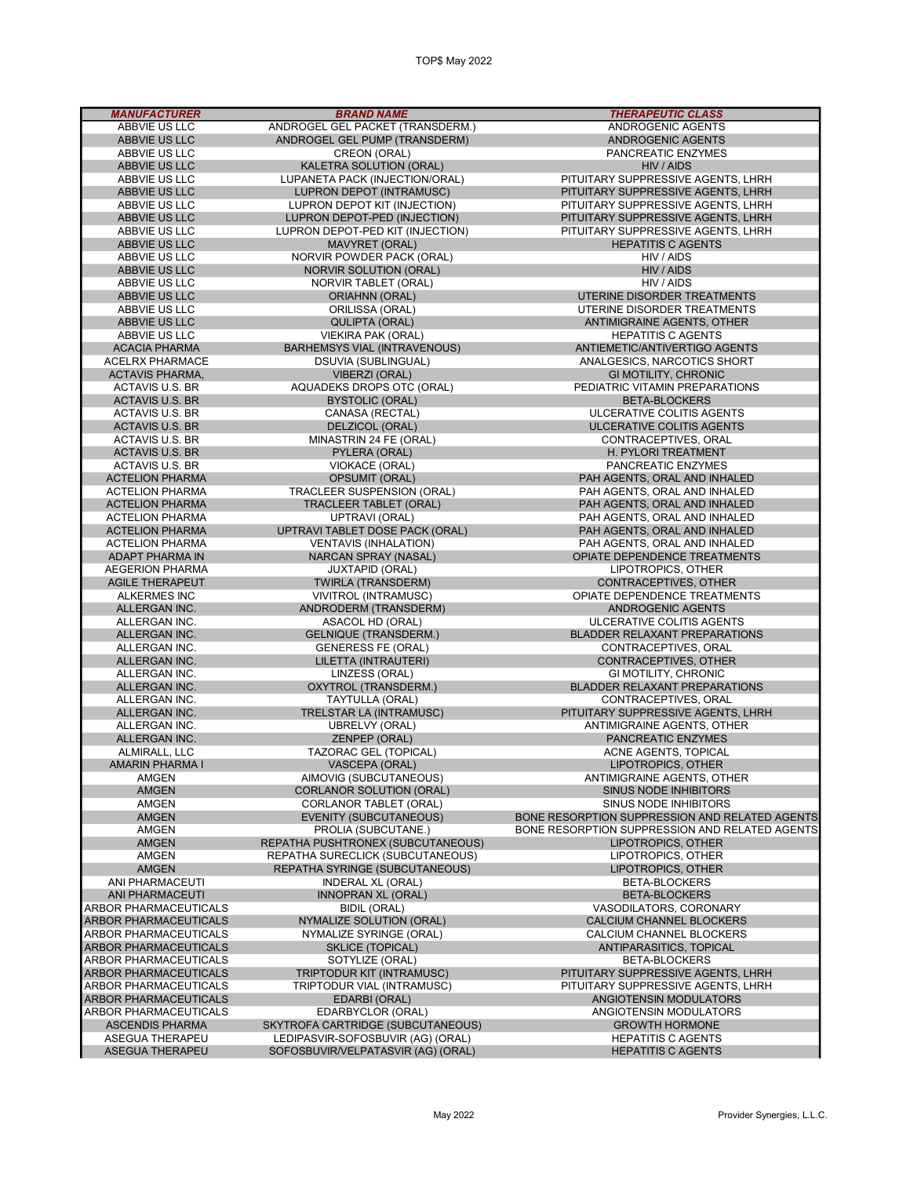# TOP$ May 2022

| MANUFACTURER | BRAND NAME | THERAPEUTIC CLASS |
|---|---|---|
| ABBVIE US LLC | ANDROGEL GEL PACKET (TRANSDERM.) | ANDROGENIC AGENTS |
| ABBVIE US LLC | ANDROGEL GEL PUMP (TRANSDERM) | ANDROGENIC AGENTS |
| ABBVIE US LLC | CREON (ORAL) | PANCREATIC ENZYMES |
| ABBVIE US LLC | KALETRA SOLUTION (ORAL) | HIV / AIDS |
| ABBVIE US LLC | LUPANETA PACK (INJECTION/ORAL) | PITUITARY SUPPRESSIVE AGENTS, LHRH |
| ABBVIE US LLC | LUPRON DEPOT (INTRAMUSC) | PITUITARY SUPPRESSIVE AGENTS, LHRH |
| ABBVIE US LLC | LUPRON DEPOT KIT (INJECTION) | PITUITARY SUPPRESSIVE AGENTS, LHRH |
| ABBVIE US LLC | LUPRON DEPOT-PED (INJECTION) | PITUITARY SUPPRESSIVE AGENTS, LHRH |
| ABBVIE US LLC | LUPRON DEPOT-PED KIT (INJECTION) | PITUITARY SUPPRESSIVE AGENTS, LHRH |
| ABBVIE US LLC | MAVYRET (ORAL) | HEPATITIS C AGENTS |
| ABBVIE US LLC | NORVIR POWDER PACK (ORAL) | HIV / AIDS |
| ABBVIE US LLC | NORVIR SOLUTION (ORAL) | HIV / AIDS |
| ABBVIE US LLC | NORVIR TABLET (ORAL) | HIV / AIDS |
| ABBVIE US LLC | ORIAHNN (ORAL) | UTERINE DISORDER TREATMENTS |
| ABBVIE US LLC | ORILISSA (ORAL) | UTERINE DISORDER TREATMENTS |
| ABBVIE US LLC | QULIPTA (ORAL) | ANTIMIGRAINE AGENTS, OTHER |
| ABBVIE US LLC | VIEKIRA PAK (ORAL) | HEPATITIS C AGENTS |
| ACACIA PHARMA | BARHEMSYS VIAL (INTRAVENOUS) | ANTIEMETIC/ANTIVERTIGO AGENTS |
| ACELRX PHARMACE | DSUVIA (SUBLINGUAL) | ANALGESICS, NARCOTICS SHORT |
| ACTAVIS PHARMA, | VIBERZI (ORAL) | GI MOTILITY, CHRONIC |
| ACTAVIS U.S. BR | AQUADEKS DROPS OTC (ORAL) | PEDIATRIC VITAMIN PREPARATIONS |
| ACTAVIS U.S. BR | BYSTOLIC (ORAL) | BETA-BLOCKERS |
| ACTAVIS U.S. BR | CANASA (RECTAL) | ULCERATIVE COLITIS AGENTS |
| ACTAVIS U.S. BR | DELZICOL (ORAL) | ULCERATIVE COLITIS AGENTS |
| ACTAVIS U.S. BR | MINASTRIN 24 FE (ORAL) | CONTRACEPTIVES, ORAL |
| ACTAVIS U.S. BR | PYLERA (ORAL) | H. PYLORI TREATMENT |
| ACTAVIS U.S. BR | VIOKACE (ORAL) | PANCREATIC ENZYMES |
| ACTELION PHARMA | OPSUMIT (ORAL) | PAH AGENTS, ORAL AND INHALED |
| ACTELION PHARMA | TRACLEER SUSPENSION (ORAL) | PAH AGENTS, ORAL AND INHALED |
| ACTELION PHARMA | TRACLEER TABLET (ORAL) | PAH AGENTS, ORAL AND INHALED |
| ACTELION PHARMA | UPTRAVI (ORAL) | PAH AGENTS, ORAL AND INHALED |
| ACTELION PHARMA | UPTRAVI TABLET DOSE PACK (ORAL) | PAH AGENTS, ORAL AND INHALED |
| ACTELION PHARMA | VENTAVIS (INHALATION) | PAH AGENTS, ORAL AND INHALED |
| ADAPT PHARMA IN | NARCAN SPRAY (NASAL) | OPIATE DEPENDENCE TREATMENTS |
| AEGERION PHARMA | JUXTAPID (ORAL) | LIPOTROPICS, OTHER |
| AGILE THERAPEUT | TWIRLA (TRANSDERM) | CONTRACEPTIVES, OTHER |
| ALKERMES INC | VIVITROL (INTRAMUSC) | OPIATE DEPENDENCE TREATMENTS |
| ALLERGAN INC. | ANDRODERM (TRANSDERM) | ANDROGENIC AGENTS |
| ALLERGAN INC. | ASACOL HD (ORAL) | ULCERATIVE COLITIS AGENTS |
| ALLERGAN INC. | GELNIQUE (TRANSDERM.) | BLADDER RELAXANT PREPARATIONS |
| ALLERGAN INC. | GENERESS FE (ORAL) | CONTRACEPTIVES, ORAL |
| ALLERGAN INC. | LILETTA (INTRAUTERI) | CONTRACEPTIVES, OTHER |
| ALLERGAN INC. | LINZESS (ORAL) | GI MOTILITY, CHRONIC |
| ALLERGAN INC. | OXYTROL (TRANSDERM.) | BLADDER RELAXANT PREPARATIONS |
| ALLERGAN INC. | TAYTULLA (ORAL) | CONTRACEPTIVES, ORAL |
| ALLERGAN INC. | TRELSTAR LA (INTRAMUSC) | PITUITARY SUPPRESSIVE AGENTS, LHRH |
| ALLERGAN INC. | UBRELVY (ORAL) | ANTIMIGRAINE AGENTS, OTHER |
| ALLERGAN INC. | ZENPEP (ORAL) | PANCREATIC ENZYMES |
| ALMIRALL, LLC | TAZORAC GEL (TOPICAL) | ACNE AGENTS, TOPICAL |
| AMARIN PHARMA I | VASCEPA (ORAL) | LIPOTROPICS, OTHER |
| AMGEN | AIMOVIG (SUBCUTANEOUS) | ANTIMIGRAINE AGENTS, OTHER |
| AMGEN | CORLANOR SOLUTION (ORAL) | SINUS NODE INHIBITORS |
| AMGEN | CORLANOR TABLET (ORAL) | SINUS NODE INHIBITORS |
| AMGEN | EVENITY (SUBCUTANEOUS) | BONE RESORPTION SUPPRESSION AND RELATED AGENTS |
| AMGEN | PROLIA (SUBCUTANE.) | BONE RESORPTION SUPPRESSION AND RELATED AGENTS |
| AMGEN | REPATHA PUSHTRONEX (SUBCUTANEOUS) | LIPOTROPICS, OTHER |
| AMGEN | REPATHA SURECLICK (SUBCUTANEOUS) | LIPOTROPICS, OTHER |
| AMGEN | REPATHA SYRINGE (SUBCUTANEOUS) | LIPOTROPICS, OTHER |
| ANI PHARMACEUTI | INDERAL XL (ORAL) | BETA-BLOCKERS |
| ANI PHARMACEUTI | INNOPRAN XL (ORAL) | BETA-BLOCKERS |
| ARBOR PHARMACEUTICALS | BIDIL (ORAL) | VASODILATORS, CORONARY |
| ARBOR PHARMACEUTICALS | NYMALIZE SOLUTION (ORAL) | CALCIUM CHANNEL BLOCKERS |
| ARBOR PHARMACEUTICALS | NYMALIZE SYRINGE (ORAL) | CALCIUM CHANNEL BLOCKERS |
| ARBOR PHARMACEUTICALS | SKLICE (TOPICAL) | ANTIPARASITICS, TOPICAL |
| ARBOR PHARMACEUTICALS | SOTYLIZE (ORAL) | BETA-BLOCKERS |
| ARBOR PHARMACEUTICALS | TRIPTODUR KIT (INTRAMUSC) | PITUITARY SUPPRESSIVE AGENTS, LHRH |
| ARBOR PHARMACEUTICALS | TRIPTODUR VIAL (INTRAMUSC) | PITUITARY SUPPRESSIVE AGENTS, LHRH |
| ARBOR PHARMACEUTICALS | EDARBI (ORAL) | ANGIOTENSIN MODULATORS |
| ARBOR PHARMACEUTICALS | EDARBYCLOR (ORAL) | ANGIOTENSIN MODULATORS |
| ASCENDIS PHARMA | SKYTROFA CARTRIDGE (SUBCUTANEOUS) | GROWTH HORMONE |
| ASEGUA THERAPEU | LEDIPASVIR-SOFOSBUVIR (AG) (ORAL) | HEPATITIS C AGENTS |
| ASEGUA THERAPEU | SOFOSBUVIR/VELPATASVIR (AG) (ORAL) | HEPATITIS C AGENTS |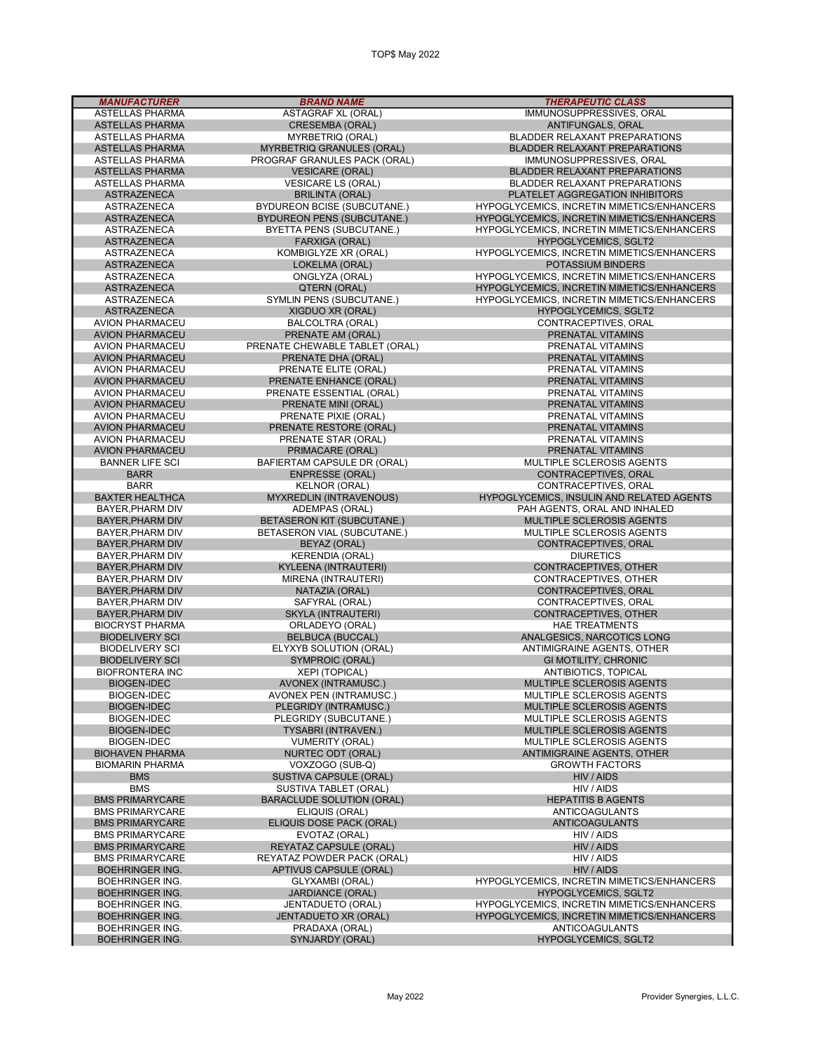| MANUFACTURER | BRAND NAME | THERAPEUTIC CLASS |
|---|---|---|
| ASTELLAS PHARMA | ASTAGRAF XL (ORAL) | IMMUNOSUPPRESSIVES, ORAL |
| ASTELLAS PHARMA | CRESEMBA (ORAL) | ANTIFUNGALS, ORAL |
| ASTELLAS PHARMA | MYRBETRIQ (ORAL) | BLADDER RELAXANT PREPARATIONS |
| ASTELLAS PHARMA | MYRBETRIQ GRANULES (ORAL) | BLADDER RELAXANT PREPARATIONS |
| ASTELLAS PHARMA | PROGRAF GRANULES PACK (ORAL) | IMMUNOSUPPRESSIVES, ORAL |
| ASTELLAS PHARMA | VESICARE (ORAL) | BLADDER RELAXANT PREPARATIONS |
| ASTELLAS PHARMA | VESICARE LS (ORAL) | BLADDER RELAXANT PREPARATIONS |
| ASTRAZENECA | BRILINTA (ORAL) | PLATELET AGGREGATION INHIBITORS |
| ASTRAZENECA | BYDUREON BCISE (SUBCUTANE.) | HYPOGLYCEMICS, INCRETIN MIMETICS/ENHANCERS |
| ASTRAZENECA | BYDUREON PENS (SUBCUTANE.) | HYPOGLYCEMICS, INCRETIN MIMETICS/ENHANCERS |
| ASTRAZENECA | BYETTA PENS (SUBCUTANE.) | HYPOGLYCEMICS, INCRETIN MIMETICS/ENHANCERS |
| ASTRAZENECA | FARXIGA (ORAL) | HYPOGLYCEMICS, SGLT2 |
| ASTRAZENECA | KOMBIGLYZE XR (ORAL) | HYPOGLYCEMICS, INCRETIN MIMETICS/ENHANCERS |
| ASTRAZENECA | LOKELMA (ORAL) | POTASSIUM BINDERS |
| ASTRAZENECA | ONGLYZA (ORAL) | HYPOGLYCEMICS, INCRETIN MIMETICS/ENHANCERS |
| ASTRAZENECA | QTERN (ORAL) | HYPOGLYCEMICS, INCRETIN MIMETICS/ENHANCERS |
| ASTRAZENECA | SYMLIN PENS (SUBCUTANE.) | HYPOGLYCEMICS, INCRETIN MIMETICS/ENHANCERS |
| ASTRAZENECA | XIGDUO XR (ORAL) | HYPOGLYCEMICS, SGLT2 |
| AVION PHARMACEU | BALCOLTRA (ORAL) | CONTRACEPTIVES, ORAL |
| AVION PHARMACEU | PRENATE AM (ORAL) | PRENATAL VITAMINS |
| AVION PHARMACEU | PRENATE CHEWABLE TABLET (ORAL) | PRENATAL VITAMINS |
| AVION PHARMACEU | PRENATE DHA (ORAL) | PRENATAL VITAMINS |
| AVION PHARMACEU | PRENATE ELITE (ORAL) | PRENATAL VITAMINS |
| AVION PHARMACEU | PRENATE ENHANCE (ORAL) | PRENATAL VITAMINS |
| AVION PHARMACEU | PRENATE ESSENTIAL (ORAL) | PRENATAL VITAMINS |
| AVION PHARMACEU | PRENATE MINI (ORAL) | PRENATAL VITAMINS |
| AVION PHARMACEU | PRENATE PIXIE (ORAL) | PRENATAL VITAMINS |
| AVION PHARMACEU | PRENATE RESTORE (ORAL) | PRENATAL VITAMINS |
| AVION PHARMACEU | PRENATE STAR (ORAL) | PRENATAL VITAMINS |
| AVION PHARMACEU | PRIMACARE (ORAL) | PRENATAL VITAMINS |
| BANNER LIFE SCI | BAFIERTAM CAPSULE DR (ORAL) | MULTIPLE SCLEROSIS AGENTS |
| BARR | ENPRESSE (ORAL) | CONTRACEPTIVES, ORAL |
| BARR | KELNOR (ORAL) | CONTRACEPTIVES, ORAL |
| BAXTER HEALTHCA | MYXREDLIN (INTRAVENOUS) | HYPOGLYCEMICS, INSULIN AND RELATED AGENTS |
| BAYER,PHARM DIV | ADEMPAS (ORAL) | PAH AGENTS, ORAL AND INHALED |
| BAYER,PHARM DIV | BETASERON KIT (SUBCUTANE.) | MULTIPLE SCLEROSIS AGENTS |
| BAYER,PHARM DIV | BETASERON VIAL (SUBCUTANE.) | MULTIPLE SCLEROSIS AGENTS |
| BAYER,PHARM DIV | BEYAZ (ORAL) | CONTRACEPTIVES, ORAL |
| BAYER,PHARM DIV | KERENDIA (ORAL) | DIURETICS |
| BAYER,PHARM DIV | KYLEENA (INTRAUTERI) | CONTRACEPTIVES, OTHER |
| BAYER,PHARM DIV | MIRENA (INTRAUTERI) | CONTRACEPTIVES, OTHER |
| BAYER,PHARM DIV | NATAZIA (ORAL) | CONTRACEPTIVES, ORAL |
| BAYER,PHARM DIV | SAFYRAL (ORAL) | CONTRACEPTIVES, ORAL |
| BAYER,PHARM DIV | SKYLA (INTRAUTERI) | CONTRACEPTIVES, OTHER |
| BIOCRYST PHARMA | ORLADEYO (ORAL) | HAE TREATMENTS |
| BIODELIVERY SCI | BELBUCA (BUCCAL) | ANALGESICS, NARCOTICS LONG |
| BIODELIVERY SCI | ELYXYB SOLUTION (ORAL) | ANTIMIGRAINE AGENTS, OTHER |
| BIODELIVERY SCI | SYMPROIC (ORAL) | GI MOTILITY, CHRONIC |
| BIOFRONTERA INC | XEPI (TOPICAL) | ANTIBIOTICS, TOPICAL |
| BIOGEN-IDEC | AVONEX (INTRAMUSC.) | MULTIPLE SCLEROSIS AGENTS |
| BIOGEN-IDEC | AVONEX PEN (INTRAMUSC.) | MULTIPLE SCLEROSIS AGENTS |
| BIOGEN-IDEC | PLEGRIDY (INTRAMUSC.) | MULTIPLE SCLEROSIS AGENTS |
| BIOGEN-IDEC | PLEGRIDY (SUBCUTANE.) | MULTIPLE SCLEROSIS AGENTS |
| BIOGEN-IDEC | TYSABRI (INTRAVEN.) | MULTIPLE SCLEROSIS AGENTS |
| BIOGEN-IDEC | VUMERITY (ORAL) | MULTIPLE SCLEROSIS AGENTS |
| BIOHAVEN PHARMA | NURTEC ODT (ORAL) | ANTIMIGRAINE AGENTS, OTHER |
| BIOMARIN PHARMA | VOXZOGO (SUB-Q) | GROWTH FACTORS |
| BMS | SUSTIVA CAPSULE (ORAL) | HIV / AIDS |
| BMS | SUSTIVA TABLET (ORAL) | HIV / AIDS |
| BMS PRIMARYCARE | BARACLUDE SOLUTION (ORAL) | HEPATITIS B AGENTS |
| BMS PRIMARYCARE | ELIQUIS (ORAL) | ANTICOAGULANTS |
| BMS PRIMARYCARE | ELIQUIS DOSE PACK (ORAL) | ANTICOAGULANTS |
| BMS PRIMARYCARE | EVOTAZ (ORAL) | HIV / AIDS |
| BMS PRIMARYCARE | REYATAZ CAPSULE (ORAL) | HIV / AIDS |
| BMS PRIMARYCARE | REYATAZ POWDER PACK (ORAL) | HIV / AIDS |
| BOEHRINGER ING. | APTIVUS CAPSULE (ORAL) | HIV / AIDS |
| BOEHRINGER ING. | GLYXAMBI (ORAL) | HYPOGLYCEMICS, INCRETIN MIMETICS/ENHANCERS |
| BOEHRINGER ING. | JARDIANCE (ORAL) | HYPOGLYCEMICS, SGLT2 |
| BOEHRINGER ING. | JENTADUETO (ORAL) | HYPOGLYCEMICS, INCRETIN MIMETICS/ENHANCERS |
| BOEHRINGER ING. | JENTADUETO XR (ORAL) | HYPOGLYCEMICS, INCRETIN MIMETICS/ENHANCERS |
| BOEHRINGER ING. | PRADAXA (ORAL) | ANTICOAGULANTS |
| BOEHRINGER ING. | SYNJARDY (ORAL) | HYPOGLYCEMICS, SGLT2 |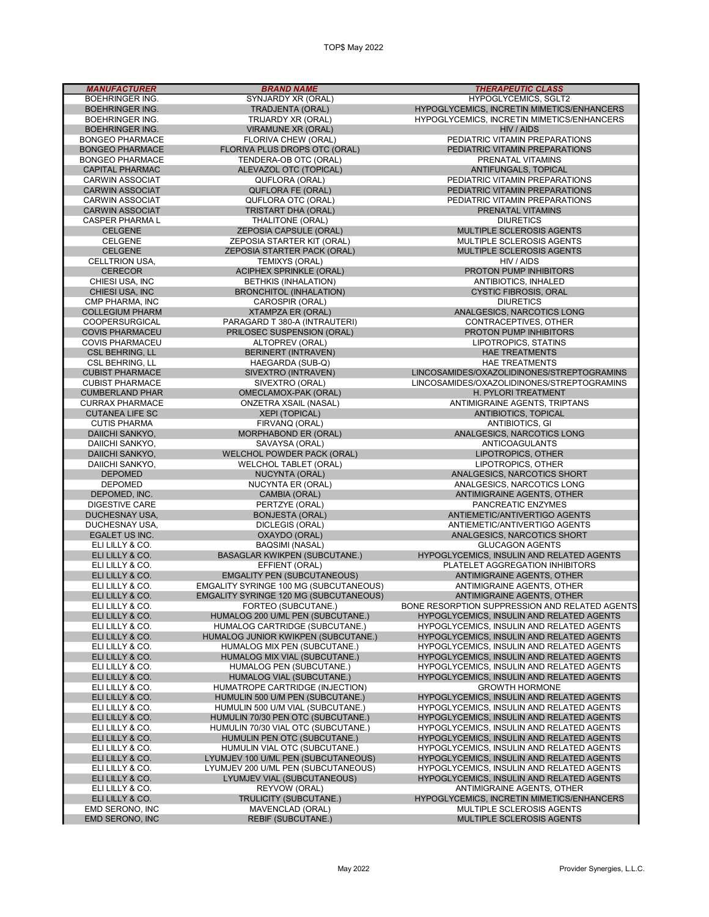| MANUFACTURER | BRAND NAME | THERAPEUTIC CLASS |
|---|---|---|
| BOEHRINGER ING. | SYNJARDY XR (ORAL) | HYPOGLYCEMICS, SGLT2 |
| BOEHRINGER ING. | TRADJENTA (ORAL) | HYPOGLYCEMICS, INCRETIN MIMETICS/ENHANCERS |
| BOEHRINGER ING. | TRIJARDY XR (ORAL) | HYPOGLYCEMICS, INCRETIN MIMETICS/ENHANCERS |
| BOEHRINGER ING. | VIRAMUNE XR (ORAL) | HIV / AIDS |
| BONGEO PHARMACE | FLORIVA CHEW (ORAL) | PEDIATRIC VITAMIN PREPARATIONS |
| BONGEO PHARMACE | FLORIVA PLUS DROPS OTC (ORAL) | PEDIATRIC VITAMIN PREPARATIONS |
| BONGEO PHARMACE | TENDERA-OB OTC (ORAL) | PRENATAL VITAMINS |
| CAPITAL PHARMAC | ALEVAZOL OTC (TOPICAL) | ANTIFUNGALS, TOPICAL |
| CARWIN ASSOCIAT | QUFLORA (ORAL) | PEDIATRIC VITAMIN PREPARATIONS |
| CARWIN ASSOCIAT | QUFLORA FE (ORAL) | PEDIATRIC VITAMIN PREPARATIONS |
| CARWIN ASSOCIAT | QUFLORA OTC (ORAL) | PEDIATRIC VITAMIN PREPARATIONS |
| CARWIN ASSOCIAT | TRISTART DHA (ORAL) | PRENATAL VITAMINS |
| CASPER PHARMA L | THALITONE (ORAL) | DIURETICS |
| CELGENE | ZEPOSIA CAPSULE (ORAL) | MULTIPLE SCLEROSIS AGENTS |
| CELGENE | ZEPOSIA STARTER KIT (ORAL) | MULTIPLE SCLEROSIS AGENTS |
| CELGENE | ZEPOSIA STARTER PACK (ORAL) | MULTIPLE SCLEROSIS AGENTS |
| CELLTRION USA, | TEMIXYS (ORAL) | HIV / AIDS |
| CERECOR | ACIPHEX SPRINKLE (ORAL) | PROTON PUMP INHIBITORS |
| CHIESI USA, INC | BETHKIS (INHALATION) | ANTIBIOTICS, INHALED |
| CHIESI USA, INC | BRONCHITOL (INHALATION) | CYSTIC FIBROSIS, ORAL |
| CMP PHARMA, INC | CAROSPIR (ORAL) | DIURETICS |
| COLLEGIUM PHARM | XTAMPZA ER (ORAL) | ANALGESICS, NARCOTICS LONG |
| COOPERSURGICAL | PARAGARD T 380-A (INTRAUTERI) | CONTRACEPTIVES, OTHER |
| COVIS PHARMACEU | PRILOSEC SUSPENSION (ORAL) | PROTON PUMP INHIBITORS |
| COVIS PHARMACEU | ALTOPREV (ORAL) | LIPOTROPICS, STATINS |
| CSL BEHRING, LL | BERINERT (INTRAVEN) | HAE TREATMENTS |
| CSL BEHRING, LL | HAEGARDA (SUB-Q) | HAE TREATMENTS |
| CUBIST PHARMACE | SIVEXTRO (INTRAVEN) | LINCOSAMIDES/OXAZOLIDINONES/STREPTOGRAMINS |
| CUBIST PHARMACE | SIVEXTRO (ORAL) | LINCOSAMIDES/OXAZOLIDINONES/STREPTOGRAMINS |
| CUMBERLAND PHAR | OMECLAMOX-PAK (ORAL) | H. PYLORI TREATMENT |
| CURRAX PHARMACE | ONZETRA XSAIL (NASAL) | ANTIMIGRAINE AGENTS, TRIPTANS |
| CUTANEA LIFE SC | XEPI (TOPICAL) | ANTIBIOTICS, TOPICAL |
| CUTIS PHARMA | FIRVANQ (ORAL) | ANTIBIOTICS, GI |
| DAIICHI SANKYO, | MORPHABOND ER (ORAL) | ANALGESICS, NARCOTICS LONG |
| DAIICHI SANKYO, | SAVAYSA (ORAL) | ANTICOAGULANTS |
| DAIICHI SANKYO, | WELCHOL POWDER PACK (ORAL) | LIPOTROPICS, OTHER |
| DAIICHI SANKYO, | WELCHOL TABLET (ORAL) | LIPOTROPICS, OTHER |
| DEPOMED | NUCYNTA (ORAL) | ANALGESICS, NARCOTICS SHORT |
| DEPOMED | NUCYNTA ER (ORAL) | ANALGESICS, NARCOTICS LONG |
| DEPOMED, INC. | CAMBIA (ORAL) | ANTIMIGRAINE AGENTS, OTHER |
| DIGESTIVE CARE | PERTZYE (ORAL) | PANCREATIC ENZYMES |
| DUCHESNAY USA, | BONJESTA (ORAL) | ANTIEMETIC/ANTIVERTIGO AGENTS |
| DUCHESNAY USA, | DICLEGIS (ORAL) | ANTIEMETIC/ANTIVERTIGO AGENTS |
| EGALET US INC. | OXAYDO (ORAL) | ANALGESICS, NARCOTICS SHORT |
| ELI LILLY & CO. | BAQSIMI (NASAL) | GLUCAGON AGENTS |
| ELI LILLY & CO. | BASAGLAR KWIKPEN (SUBCUTANE.) | HYPOGLYCEMICS, INSULIN AND RELATED AGENTS |
| ELI LILLY & CO. | EFFIENT (ORAL) | PLATELET AGGREGATION INHIBITORS |
| ELI LILLY & CO. | EMGALITY PEN (SUBCUTANEOUS) | ANTIMIGRAINE AGENTS, OTHER |
| ELI LILLY & CO. | EMGALITY SYRINGE 100 MG (SUBCUTANEOUS) | ANTIMIGRAINE AGENTS, OTHER |
| ELI LILLY & CO. | EMGALITY SYRINGE 120 MG (SUBCUTANEOUS) | ANTIMIGRAINE AGENTS, OTHER |
| ELI LILLY & CO. | FORTEO (SUBCUTANE.) | BONE RESORPTION SUPPRESSION AND RELATED AGENTS |
| ELI LILLY & CO. | HUMALOG 200 U/ML PEN (SUBCUTANE.) | HYPOGLYCEMICS, INSULIN AND RELATED AGENTS |
| ELI LILLY & CO. | HUMALOG CARTRIDGE (SUBCUTANE.) | HYPOGLYCEMICS, INSULIN AND RELATED AGENTS |
| ELI LILLY & CO. | HUMALOG JUNIOR KWIKPEN (SUBCUTANE.) | HYPOGLYCEMICS, INSULIN AND RELATED AGENTS |
| ELI LILLY & CO. | HUMALOG MIX PEN (SUBCUTANE.) | HYPOGLYCEMICS, INSULIN AND RELATED AGENTS |
| ELI LILLY & CO. | HUMALOG MIX VIAL (SUBCUTANE.) | HYPOGLYCEMICS, INSULIN AND RELATED AGENTS |
| ELI LILLY & CO. | HUMALOG PEN (SUBCUTANE.) | HYPOGLYCEMICS, INSULIN AND RELATED AGENTS |
| ELI LILLY & CO. | HUMALOG VIAL (SUBCUTANE.) | HYPOGLYCEMICS, INSULIN AND RELATED AGENTS |
| ELI LILLY & CO. | HUMATROPE CARTRIDGE (INJECTION) | GROWTH HORMONE |
| ELI LILLY & CO. | HUMULIN 500 U/M PEN (SUBCUTANE.) | HYPOGLYCEMICS, INSULIN AND RELATED AGENTS |
| ELI LILLY & CO. | HUMULIN 500 U/M VIAL (SUBCUTANE.) | HYPOGLYCEMICS, INSULIN AND RELATED AGENTS |
| ELI LILLY & CO. | HUMULIN 70/30 PEN OTC (SUBCUTANE.) | HYPOGLYCEMICS, INSULIN AND RELATED AGENTS |
| ELI LILLY & CO. | HUMULIN 70/30 VIAL OTC (SUBCUTANE.) | HYPOGLYCEMICS, INSULIN AND RELATED AGENTS |
| ELI LILLY & CO. | HUMULIN PEN OTC (SUBCUTANE.) | HYPOGLYCEMICS, INSULIN AND RELATED AGENTS |
| ELI LILLY & CO. | HUMULIN VIAL OTC (SUBCUTANE.) | HYPOGLYCEMICS, INSULIN AND RELATED AGENTS |
| ELI LILLY & CO. | LYUMJEV 100 U/ML PEN (SUBCUTANEOUS) | HYPOGLYCEMICS, INSULIN AND RELATED AGENTS |
| ELI LILLY & CO. | LYUMJEV 200 U/ML PEN (SUBCUTANEOUS) | HYPOGLYCEMICS, INSULIN AND RELATED AGENTS |
| ELI LILLY & CO. | LYUMJEV VIAL (SUBCUTANEOUS) | HYPOGLYCEMICS, INSULIN AND RELATED AGENTS |
| ELI LILLY & CO. | REYVOW (ORAL) | ANTIMIGRAINE AGENTS, OTHER |
| ELI LILLY & CO. | TRULICITY (SUBCUTANE.) | HYPOGLYCEMICS, INCRETIN MIMETICS/ENHANCERS |
| EMD SERONO, INC | MAVENCLAD (ORAL) | MULTIPLE SCLEROSIS AGENTS |
| EMD SERONO, INC | REBIF (SUBCUTANE.) | MULTIPLE SCLEROSIS AGENTS |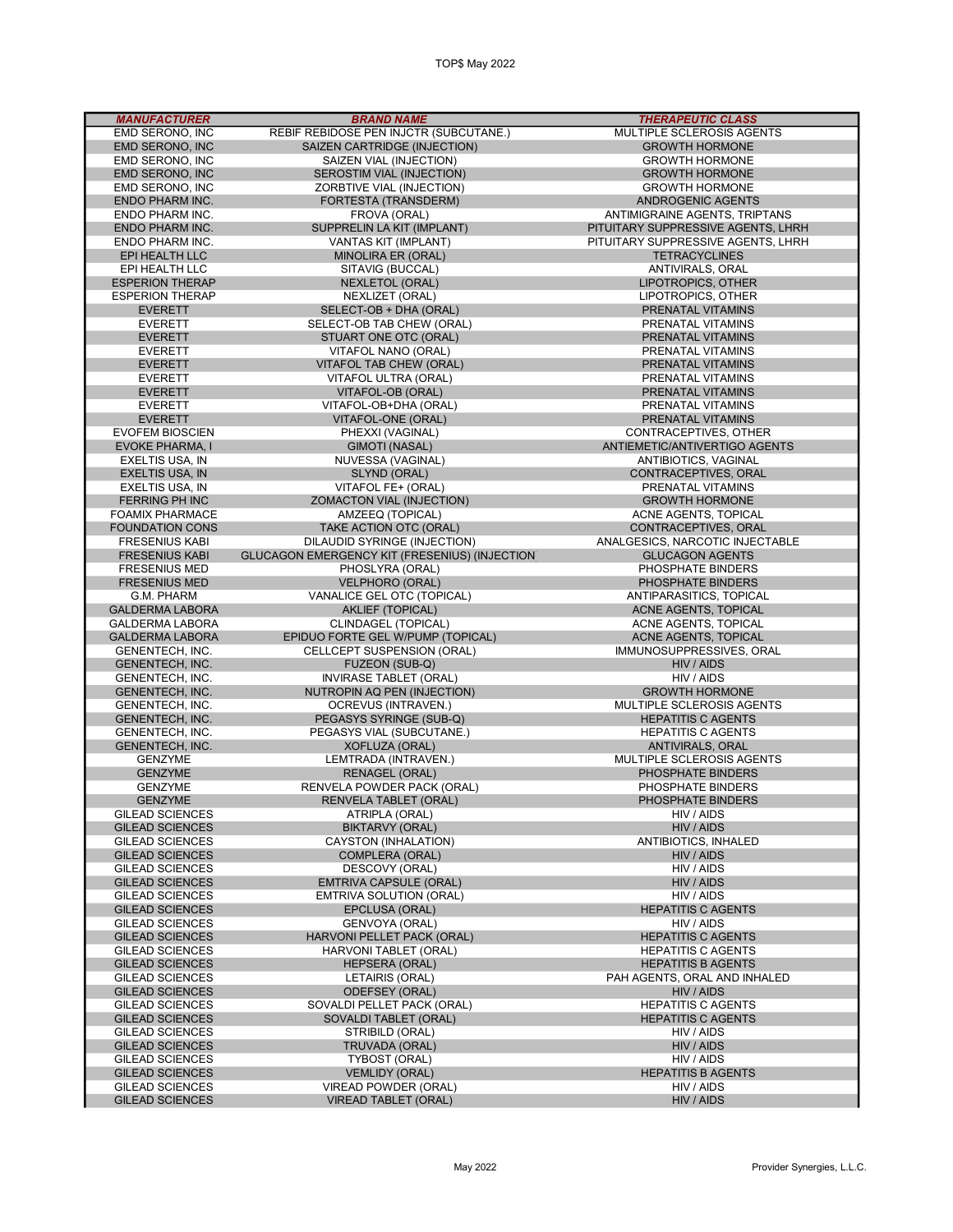| MANUFACTURER | BRAND NAME | THERAPEUTIC CLASS |
|---|---|---|
| EMD SERONO, INC | REBIF REBIDOSE PEN INJCTR (SUBCUTANE.) | MULTIPLE SCLEROSIS AGENTS |
| EMD SERONO, INC | SAIZEN CARTRIDGE (INJECTION) | GROWTH HORMONE |
| EMD SERONO, INC | SAIZEN VIAL (INJECTION) | GROWTH HORMONE |
| EMD SERONO, INC | SEROSTIM VIAL (INJECTION) | GROWTH HORMONE |
| EMD SERONO, INC | ZORBTIVE VIAL (INJECTION) | GROWTH HORMONE |
| ENDO PHARM INC. | FORTESTA (TRANSDERM) | ANDROGENIC AGENTS |
| ENDO PHARM INC. | FROVA (ORAL) | ANTIMIGRAINE AGENTS, TRIPTANS |
| ENDO PHARM INC. | SUPPRELIN LA KIT (IMPLANT) | PITUITARY SUPPRESSIVE AGENTS, LHRH |
| ENDO PHARM INC. | VANTAS KIT (IMPLANT) | PITUITARY SUPPRESSIVE AGENTS, LHRH |
| EPI HEALTH LLC | MINOLIRA ER (ORAL) | TETRACYCLINES |
| EPI HEALTH LLC | SITAVIG (BUCCAL) | ANTIVIRALS, ORAL |
| ESPERION THERAP | NEXLETOL (ORAL) | LIPOTROPICS, OTHER |
| ESPERION THERAP | NEXLIZET (ORAL) | LIPOTROPICS, OTHER |
| EVERETT | SELECT-OB + DHA (ORAL) | PRENATAL VITAMINS |
| EVERETT | SELECT-OB TAB CHEW (ORAL) | PRENATAL VITAMINS |
| EVERETT | STUART ONE OTC (ORAL) | PRENATAL VITAMINS |
| EVERETT | VITAFOL NANO (ORAL) | PRENATAL VITAMINS |
| EVERETT | VITAFOL TAB CHEW (ORAL) | PRENATAL VITAMINS |
| EVERETT | VITAFOL ULTRA (ORAL) | PRENATAL VITAMINS |
| EVERETT | VITAFOL-OB (ORAL) | PRENATAL VITAMINS |
| EVERETT | VITAFOL-OB+DHA (ORAL) | PRENATAL VITAMINS |
| EVERETT | VITAFOL-ONE (ORAL) | PRENATAL VITAMINS |
| EVOFEM BIOSCIEN | PHEXXI (VAGINAL) | CONTRACEPTIVES, OTHER |
| EVOKE PHARMA, I | GIMOTI (NASAL) | ANTIEMETIC/ANTIVERTIGO AGENTS |
| EXELTIS USA, IN | NUVESSA (VAGINAL) | ANTIBIOTICS, VAGINAL |
| EXELTIS USA, IN | SLYND (ORAL) | CONTRACEPTIVES, ORAL |
| EXELTIS USA, IN | VITAFOL FE+ (ORAL) | PRENATAL VITAMINS |
| FERRING PH INC | ZOMACTON VIAL (INJECTION) | GROWTH HORMONE |
| FOAMIX PHARMACE | AMZEEQ (TOPICAL) | ACNE AGENTS, TOPICAL |
| FOUNDATION CONS | TAKE ACTION OTC (ORAL) | CONTRACEPTIVES, ORAL |
| FRESENIUS KABI | DILAUDID SYRINGE (INJECTION) | ANALGESICS, NARCOTIC INJECTABLE |
| FRESENIUS KABI | GLUCAGON EMERGENCY KIT (FRESENIUS) (INJECTION | GLUCAGON AGENTS |
| FRESENIUS MED | PHOSLYRA (ORAL) | PHOSPHATE BINDERS |
| FRESENIUS MED | VELPHORO (ORAL) | PHOSPHATE BINDERS |
| G.M. PHARM | VANALICE GEL OTC (TOPICAL) | ANTIPARASITICS, TOPICAL |
| GALDERMA LABORA | AKLIEF (TOPICAL) | ACNE AGENTS, TOPICAL |
| GALDERMA LABORA | CLINDAGEL (TOPICAL) | ACNE AGENTS, TOPICAL |
| GALDERMA LABORA | EPIDUO FORTE GEL W/PUMP (TOPICAL) | ACNE AGENTS, TOPICAL |
| GENENTECH, INC. | CELLCEPT SUSPENSION (ORAL) | IMMUNOSUPPRESSIVES, ORAL |
| GENENTECH, INC. | FUZEON (SUB-Q) | HIV / AIDS |
| GENENTECH, INC. | INVIRASE TABLET (ORAL) | HIV / AIDS |
| GENENTECH, INC. | NUTROPIN AQ PEN (INJECTION) | GROWTH HORMONE |
| GENENTECH, INC. | OCREVUS (INTRAVEN.) | MULTIPLE SCLEROSIS AGENTS |
| GENENTECH, INC. | PEGASYS SYRINGE (SUB-Q) | HEPATITIS C AGENTS |
| GENENTECH, INC. | PEGASYS VIAL (SUBCUTANE.) | HEPATITIS C AGENTS |
| GENENTECH, INC. | XOFLUZA (ORAL) | ANTIVIRALS, ORAL |
| GENZYME | LEMTRADA (INTRAVEN.) | MULTIPLE SCLEROSIS AGENTS |
| GENZYME | RENAGEL (ORAL) | PHOSPHATE BINDERS |
| GENZYME | RENVELA POWDER PACK (ORAL) | PHOSPHATE BINDERS |
| GENZYME | RENVELA TABLET (ORAL) | PHOSPHATE BINDERS |
| GILEAD SCIENCES | ATRIPLA (ORAL) | HIV / AIDS |
| GILEAD SCIENCES | BIKTARVY (ORAL) | HIV / AIDS |
| GILEAD SCIENCES | CAYSTON (INHALATION) | ANTIBIOTICS, INHALED |
| GILEAD SCIENCES | COMPLERA (ORAL) | HIV / AIDS |
| GILEAD SCIENCES | DESCOVY (ORAL) | HIV / AIDS |
| GILEAD SCIENCES | EMTRIVA CAPSULE (ORAL) | HIV / AIDS |
| GILEAD SCIENCES | EMTRIVA SOLUTION (ORAL) | HIV / AIDS |
| GILEAD SCIENCES | EPCLUSA (ORAL) | HEPATITIS C AGENTS |
| GILEAD SCIENCES | GENVOYA (ORAL) | HIV / AIDS |
| GILEAD SCIENCES | HARVONI PELLET PACK (ORAL) | HEPATITIS C AGENTS |
| GILEAD SCIENCES | HARVONI TABLET (ORAL) | HEPATITIS C AGENTS |
| GILEAD SCIENCES | HEPSERA (ORAL) | HEPATITIS B AGENTS |
| GILEAD SCIENCES | LETAIRIS (ORAL) | PAH AGENTS, ORAL AND INHALED |
| GILEAD SCIENCES | ODEFSEY (ORAL) | HIV / AIDS |
| GILEAD SCIENCES | SOVALDI PELLET PACK (ORAL) | HEPATITIS C AGENTS |
| GILEAD SCIENCES | SOVALDI TABLET (ORAL) | HEPATITIS C AGENTS |
| GILEAD SCIENCES | STRIBILD (ORAL) | HIV / AIDS |
| GILEAD SCIENCES | TRUVADA (ORAL) | HIV / AIDS |
| GILEAD SCIENCES | TYBOST (ORAL) | HIV / AIDS |
| GILEAD SCIENCES | VEMLIDY (ORAL) | HEPATITIS B AGENTS |
| GILEAD SCIENCES | VIREAD POWDER (ORAL) | HIV / AIDS |
| GILEAD SCIENCES | VIREAD TABLET (ORAL) | HIV / AIDS |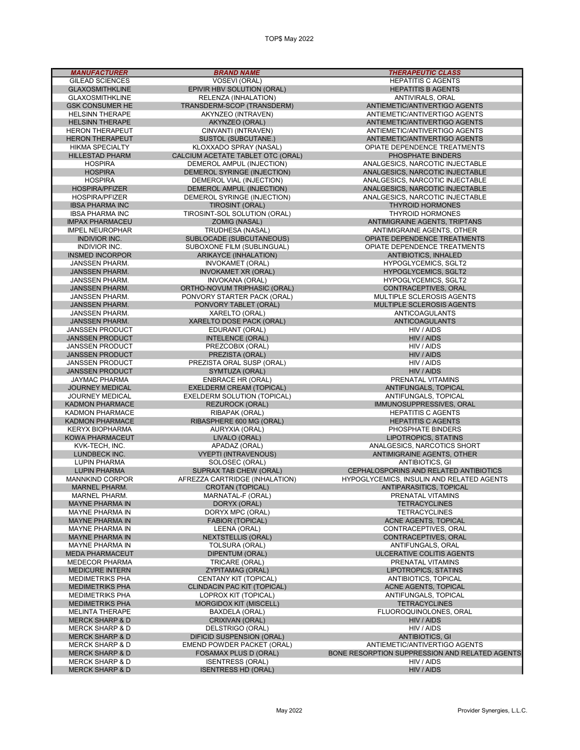| *MANUFACTURER* | *BRAND NAME* | *THERAPEUTIC CLASS* |
|---|---|---|
| GILEAD SCIENCES | VOSEVI (ORAL) | HEPATITIS C AGENTS |
| GLAXOSMITHKLINE | EPIVIR HBV SOLUTION (ORAL) | HEPATITIS B AGENTS |
| GLAXOSMITHKLINE | RELENZA (INHALATION) | ANTIVIRALS, ORAL |
| GSK CONSUMER HE | TRANSDERM-SCOP (TRANSDERM) | ANTIEMETIC/ANTIVERTIGO AGENTS |
| HELSINN THERAPE | AKYNZEO (INTRAVEN) | ANTIEMETIC/ANTIVERTIGO AGENTS |
| HELSINN THERAPE | AKYNZEO (ORAL) | ANTIEMETIC/ANTIVERTIGO AGENTS |
| HERON THERAPEUT | CINVANTI (INTRAVEN) | ANTIEMETIC/ANTIVERTIGO AGENTS |
| HERON THERAPEUT | SUSTOL (SUBCUTANE.) | ANTIEMETIC/ANTIVERTIGO AGENTS |
| HIKMA SPECIALTY | KLOXXADO SPRAY (NASAL) | OPIATE DEPENDENCE TREATMENTS |
| HILLESTAD PHARM | CALCIUM ACETATE TABLET OTC (ORAL) | PHOSPHATE BINDERS |
| HOSPIRA | DEMEROL AMPUL (INJECTION) | ANALGESICS, NARCOTIC INJECTABLE |
| HOSPIRA | DEMEROL SYRINGE (INJECTION) | ANALGESICS, NARCOTIC INJECTABLE |
| HOSPIRA | DEMEROL VIAL (INJECTION) | ANALGESICS, NARCOTIC INJECTABLE |
| HOSPIRA/PFIZER | DEMEROL AMPUL (INJECTION) | ANALGESICS, NARCOTIC INJECTABLE |
| HOSPIRA/PFIZER | DEMEROL SYRINGE (INJECTION) | ANALGESICS, NARCOTIC INJECTABLE |
| IBSA PHARMA INC | TIROSINT (ORAL) | THYROID HORMONES |
| IBSA PHARMA INC | TIROSINT-SOL SOLUTION (ORAL) | THYROID HORMONES |
| IMPAX PHARMACEU | ZOMIG (NASAL) | ANTIMIGRAINE AGENTS, TRIPTANS |
| IMPEL NEUROPHAR | TRUDHESA (NASAL) | ANTIMIGRAINE AGENTS, OTHER |
| INDIVIOR INC. | SUBLOCADE (SUBCUTANEOUS) | OPIATE DEPENDENCE TREATMENTS |
| INDIVIOR INC. | SUBOXONE FILM (SUBLINGUAL) | OPIATE DEPENDENCE TREATMENTS |
| INSMED INCORPOR | ARIKAYCE (INHALATION) | ANTIBIOTICS, INHALED |
| JANSSEN PHARM. | INVOKAMET (ORAL) | HYPOGLYCEMICS, SGLT2 |
| JANSSEN PHARM. | INVOKAMET XR (ORAL) | HYPOGLYCEMICS, SGLT2 |
| JANSSEN PHARM. | INVOKANA (ORAL) | HYPOGLYCEMICS, SGLT2 |
| JANSSEN PHARM. | ORTHO-NOVUM TRIPHASIC (ORAL) | CONTRACEPTIVES, ORAL |
| JANSSEN PHARM. | PONVORY STARTER PACK (ORAL) | MULTIPLE SCLEROSIS AGENTS |
| JANSSEN PHARM. | PONVORY TABLET (ORAL) | MULTIPLE SCLEROSIS AGENTS |
| JANSSEN PHARM. | XARELTO (ORAL) | ANTICOAGULANTS |
| JANSSEN PHARM. | XARELTO DOSE PACK (ORAL) | ANTICOAGULANTS |
| JANSSEN PRODUCT | EDURANT (ORAL) | HIV / AIDS |
| JANSSEN PRODUCT | INTELENCE (ORAL) | HIV / AIDS |
| JANSSEN PRODUCT | PREZCOBIX (ORAL) | HIV / AIDS |
| JANSSEN PRODUCT | PREZISTA (ORAL) | HIV / AIDS |
| JANSSEN PRODUCT | PREZISTA ORAL SUSP (ORAL) | HIV / AIDS |
| JANSSEN PRODUCT | SYMTUZA (ORAL) | HIV / AIDS |
| JAYMAC PHARMA | ENBRACE HR (ORAL) | PRENATAL VITAMINS |
| JOURNEY MEDICAL | EXELDERM CREAM (TOPICAL) | ANTIFUNGALS, TOPICAL |
| JOURNEY MEDICAL | EXELDERM SOLUTION (TOPICAL) | ANTIFUNGALS, TOPICAL |
| KADMON PHARMACE | REZUROCK (ORAL) | IMMUNOSUPPRESSIVES, ORAL |
| KADMON PHARMACE | RIBAPAK (ORAL) | HEPATITIS C AGENTS |
| KADMON PHARMACE | RIBASPHERE 600 MG (ORAL) | HEPATITIS C AGENTS |
| KERYX BIOPHARMA | AURYXIA (ORAL) | PHOSPHATE BINDERS |
| KOWA PHARMACEUT | LIVALO (ORAL) | LIPOTROPICS, STATINS |
| KVK-TECH, INC. | APADAZ (ORAL) | ANALGESICS, NARCOTICS SHORT |
| LUNDBECK INC. | VYEPTI (INTRAVENOUS) | ANTIMIGRAINE AGENTS, OTHER |
| LUPIN PHARMA | SOLOSEC (ORAL) | ANTIBIOTICS, GI |
| LUPIN PHARMA | SUPRAX TAB CHEW (ORAL) | CEPHALOSPORINS AND RELATED ANTIBIOTICS |
| MANNKIND CORPOR | AFREZZA CARTRIDGE (INHALATION) | HYPOGLYCEMICS, INSULIN AND RELATED AGENTS |
| MARNEL PHARM. | CROTAN (TOPICAL) | ANTIPARASITICS, TOPICAL |
| MARNEL PHARM. | MARNATAL-F (ORAL) | PRENATAL VITAMINS |
| MAYNE PHARMA IN | DORYX (ORAL) | TETRACYCLINES |
| MAYNE PHARMA IN | DORYX MPC (ORAL) | TETRACYCLINES |
| MAYNE PHARMA IN | FABIOR (TOPICAL) | ACNE AGENTS, TOPICAL |
| MAYNE PHARMA IN | LEENA (ORAL) | CONTRACEPTIVES, ORAL |
| MAYNE PHARMA IN | NEXTSTELLIS (ORAL) | CONTRACEPTIVES, ORAL |
| MAYNE PHARMA IN | TOLSURA (ORAL) | ANTIFUNGALS, ORAL |
| MEDA PHARMACEUT | DIPENTUM (ORAL) | ULCERATIVE COLITIS AGENTS |
| MEDECOR PHARMA | TRICARE (ORAL) | PRENATAL VITAMINS |
| MEDICURE INTERN | ZYPITAMAG (ORAL) | LIPOTROPICS, STATINS |
| MEDIMETRIKS PHA | CENTANY KIT (TOPICAL) | ANTIBIOTICS, TOPICAL |
| MEDIMETRIKS PHA | CLINDACIN PAC KIT (TOPICAL) | ACNE AGENTS, TOPICAL |
| MEDIMETRIKS PHA | LOPROX KIT (TOPICAL) | ANTIFUNGALS, TOPICAL |
| MEDIMETRIKS PHA | MORGIDOX KIT (MISCELL) | TETRACYCLINES |
| MELINTA THERAPE | BAXDELA (ORAL) | FLUOROQUINOLONES, ORAL |
| MERCK SHARP & D | CRIXIVAN (ORAL) | HIV / AIDS |
| MERCK SHARP & D | DELSTRIGO (ORAL) | HIV / AIDS |
| MERCK SHARP & D | DIFICID SUSPENSION (ORAL) | ANTIBIOTICS, GI |
| MERCK SHARP & D | EMEND POWDER PACKET (ORAL) | ANTIEMETIC/ANTIVERTIGO AGENTS |
| MERCK SHARP & D | FOSAMAX PLUS D (ORAL) | BONE RESORPTION SUPPRESSION AND RELATED AGENTS |
| MERCK SHARP & D | ISENTRESS (ORAL) | HIV / AIDS |
| MERCK SHARP & D | ISENTRESS HD (ORAL) | HIV / AIDS |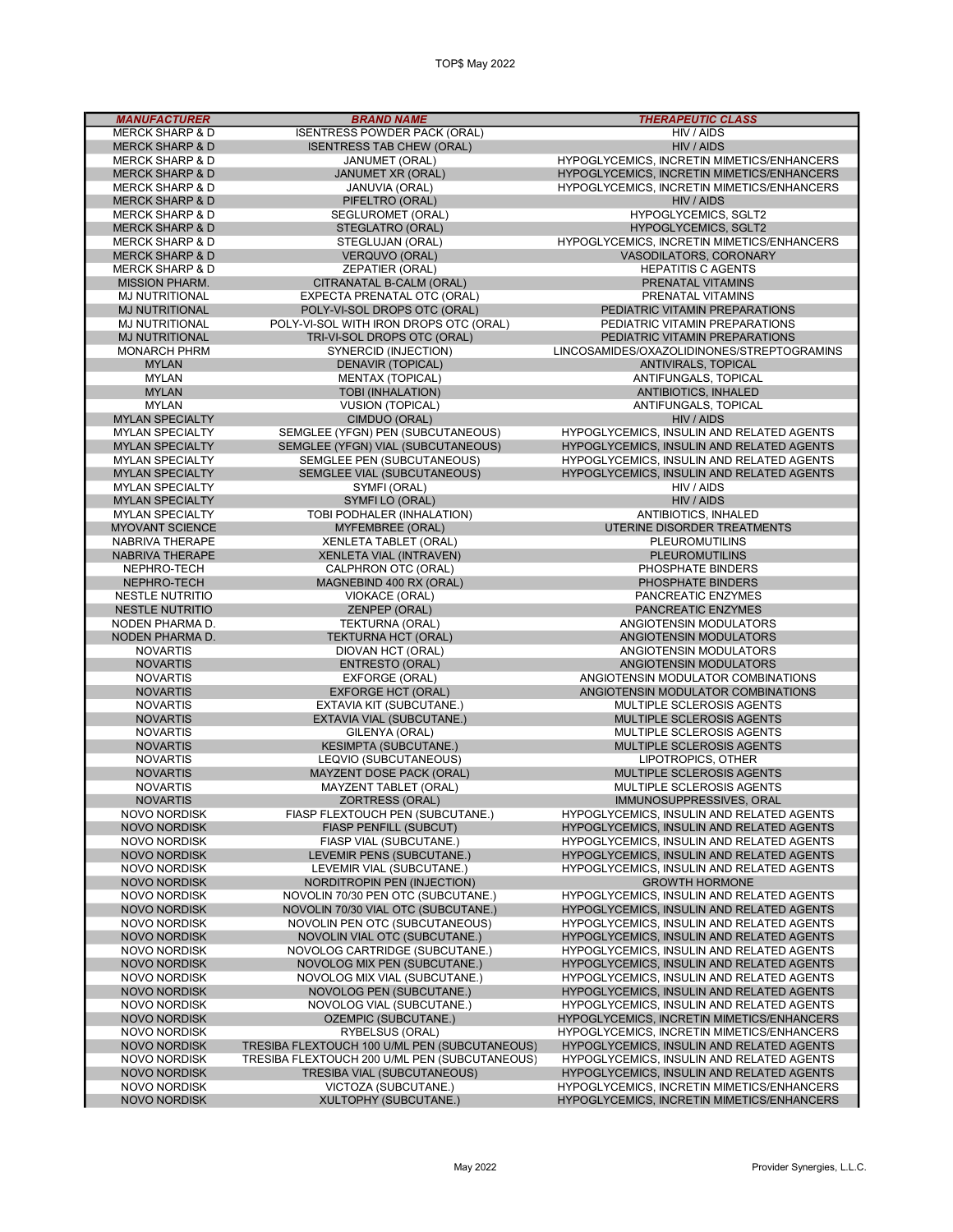TOP$ May 2022

| MANUFACTURER | BRAND NAME | THERAPEUTIC CLASS |
|---|---|---|
| MERCK SHARP & D | ISENTRESS POWDER PACK (ORAL) | HIV / AIDS |
| MERCK SHARP & D | ISENTRESS TAB CHEW (ORAL) | HIV / AIDS |
| MERCK SHARP & D | JANUMET (ORAL) | HYPOGLYCEMICS, INCRETIN MIMETICS/ENHANCERS |
| MERCK SHARP & D | JANUMET XR (ORAL) | HYPOGLYCEMICS, INCRETIN MIMETICS/ENHANCERS |
| MERCK SHARP & D | JANUVIA (ORAL) | HYPOGLYCEMICS, INCRETIN MIMETICS/ENHANCERS |
| MERCK SHARP & D | PIFELTRO (ORAL) | HIV / AIDS |
| MERCK SHARP & D | SEGLUROMET (ORAL) | HYPOGLYCEMICS, SGLT2 |
| MERCK SHARP & D | STEGLATRO (ORAL) | HYPOGLYCEMICS, SGLT2 |
| MERCK SHARP & D | STEGLUJAN (ORAL) | HYPOGLYCEMICS, INCRETIN MIMETICS/ENHANCERS |
| MERCK SHARP & D | VERQUVO (ORAL) | VASODILATORS, CORONARY |
| MERCK SHARP & D | ZEPATIER (ORAL) | HEPATITIS C AGENTS |
| MISSION PHARM. | CITRANATAL B-CALM (ORAL) | PRENATAL VITAMINS |
| MJ NUTRITIONAL | EXPECTA PRENATAL OTC (ORAL) | PRENATAL VITAMINS |
| MJ NUTRITIONAL | POLY-VI-SOL DROPS OTC (ORAL) | PEDIATRIC VITAMIN PREPARATIONS |
| MJ NUTRITIONAL | POLY-VI-SOL WITH IRON DROPS OTC (ORAL) | PEDIATRIC VITAMIN PREPARATIONS |
| MJ NUTRITIONAL | TRI-VI-SOL DROPS OTC (ORAL) | PEDIATRIC VITAMIN PREPARATIONS |
| MONARCH PHRM | SYNERCID (INJECTION) | LINCOSAMIDES/OXAZOLIDINONES/STREPTOGRAMINS |
| MYLAN | DENAVIR (TOPICAL) | ANTIVIRALS, TOPICAL |
| MYLAN | MENTAX (TOPICAL) | ANTIFUNGALS, TOPICAL |
| MYLAN | TOBI (INHALATION) | ANTIBIOTICS, INHALED |
| MYLAN | VUSION (TOPICAL) | ANTIFUNGALS, TOPICAL |
| MYLAN SPECIALTY | CIMDUO (ORAL) | HIV / AIDS |
| MYLAN SPECIALTY | SEMGLEE (YFGN) PEN (SUBCUTANEOUS) | HYPOGLYCEMICS, INSULIN AND RELATED AGENTS |
| MYLAN SPECIALTY | SEMGLEE (YFGN) VIAL (SUBCUTANEOUS) | HYPOGLYCEMICS, INSULIN AND RELATED AGENTS |
| MYLAN SPECIALTY | SEMGLEE PEN (SUBCUTANEOUS) | HYPOGLYCEMICS, INSULIN AND RELATED AGENTS |
| MYLAN SPECIALTY | SEMGLEE VIAL (SUBCUTANEOUS) | HYPOGLYCEMICS, INSULIN AND RELATED AGENTS |
| MYLAN SPECIALTY | SYMFI (ORAL) | HIV / AIDS |
| MYLAN SPECIALTY | SYMFI LO (ORAL) | HIV / AIDS |
| MYLAN SPECIALTY | TOBI PODHALER (INHALATION) | ANTIBIOTICS, INHALED |
| MYOVANT SCIENCE | MYFEMBREE (ORAL) | UTERINE DISORDER TREATMENTS |
| NABRIVA THERAPE | XENLETA TABLET (ORAL) | PLEUROMUTILINS |
| NABRIVA THERAPE | XENLETA VIAL (INTRAVEN) | PLEUROMUTILINS |
| NEPHRO-TECH | CALPHRON OTC (ORAL) | PHOSPHATE BINDERS |
| NEPHRO-TECH | MAGNEBIND 400 RX (ORAL) | PHOSPHATE BINDERS |
| NESTLE NUTRITIO | VIOKACE (ORAL) | PANCREATIC ENZYMES |
| NESTLE NUTRITIO | ZENPEP (ORAL) | PANCREATIC ENZYMES |
| NODEN PHARMA D. | TEKTURNA (ORAL) | ANGIOTENSIN MODULATORS |
| NODEN PHARMA D. | TEKTURNA HCT (ORAL) | ANGIOTENSIN MODULATORS |
| NOVARTIS | DIOVAN HCT (ORAL) | ANGIOTENSIN MODULATORS |
| NOVARTIS | ENTRESTO (ORAL) | ANGIOTENSIN MODULATORS |
| NOVARTIS | EXFORGE (ORAL) | ANGIOTENSIN MODULATOR COMBINATIONS |
| NOVARTIS | EXFORGE HCT (ORAL) | ANGIOTENSIN MODULATOR COMBINATIONS |
| NOVARTIS | EXTAVIA KIT (SUBCUTANE.) | MULTIPLE SCLEROSIS AGENTS |
| NOVARTIS | EXTAVIA VIAL (SUBCUTANE.) | MULTIPLE SCLEROSIS AGENTS |
| NOVARTIS | GILENYA (ORAL) | MULTIPLE SCLEROSIS AGENTS |
| NOVARTIS | KESIMPTA (SUBCUTANE.) | MULTIPLE SCLEROSIS AGENTS |
| NOVARTIS | LEQVIO (SUBCUTANEOUS) | LIPOTROPICS, OTHER |
| NOVARTIS | MAYZENT DOSE PACK (ORAL) | MULTIPLE SCLEROSIS AGENTS |
| NOVARTIS | MAYZENT TABLET (ORAL) | MULTIPLE SCLEROSIS AGENTS |
| NOVARTIS | ZORTRESS (ORAL) | IMMUNOSUPPRESSIVES, ORAL |
| NOVO NORDISK | FIASP FLEXTOUCH PEN (SUBCUTANE.) | HYPOGLYCEMICS, INSULIN AND RELATED AGENTS |
| NOVO NORDISK | FIASP PENFILL (SUBCUT) | HYPOGLYCEMICS, INSULIN AND RELATED AGENTS |
| NOVO NORDISK | FIASP VIAL (SUBCUTANE.) | HYPOGLYCEMICS, INSULIN AND RELATED AGENTS |
| NOVO NORDISK | LEVEMIR PENS (SUBCUTANE.) | HYPOGLYCEMICS, INSULIN AND RELATED AGENTS |
| NOVO NORDISK | LEVEMIR VIAL (SUBCUTANE.) | HYPOGLYCEMICS, INSULIN AND RELATED AGENTS |
| NOVO NORDISK | NORDITROPIN PEN (INJECTION) | GROWTH HORMONE |
| NOVO NORDISK | NOVOLIN 70/30 PEN OTC (SUBCUTANE.) | HYPOGLYCEMICS, INSULIN AND RELATED AGENTS |
| NOVO NORDISK | NOVOLIN 70/30 VIAL OTC (SUBCUTANE.) | HYPOGLYCEMICS, INSULIN AND RELATED AGENTS |
| NOVO NORDISK | NOVOLIN PEN OTC (SUBCUTANEOUS) | HYPOGLYCEMICS, INSULIN AND RELATED AGENTS |
| NOVO NORDISK | NOVOLIN VIAL OTC (SUBCUTANE.) | HYPOGLYCEMICS, INSULIN AND RELATED AGENTS |
| NOVO NORDISK | NOVOLOG CARTRIDGE (SUBCUTANE.) | HYPOGLYCEMICS, INSULIN AND RELATED AGENTS |
| NOVO NORDISK | NOVOLOG MIX PEN (SUBCUTANE.) | HYPOGLYCEMICS, INSULIN AND RELATED AGENTS |
| NOVO NORDISK | NOVOLOG MIX VIAL (SUBCUTANE.) | HYPOGLYCEMICS, INSULIN AND RELATED AGENTS |
| NOVO NORDISK | NOVOLOG PEN (SUBCUTANE.) | HYPOGLYCEMICS, INSULIN AND RELATED AGENTS |
| NOVO NORDISK | NOVOLOG VIAL (SUBCUTANE.) | HYPOGLYCEMICS, INSULIN AND RELATED AGENTS |
| NOVO NORDISK | OZEMPIC (SUBCUTANE.) | HYPOGLYCEMICS, INCRETIN MIMETICS/ENHANCERS |
| NOVO NORDISK | RYBELSUS (ORAL) | HYPOGLYCEMICS, INCRETIN MIMETICS/ENHANCERS |
| NOVO NORDISK | TRESIBA FLEXTOUCH 100 U/ML PEN (SUBCUTANEOUS) | HYPOGLYCEMICS, INSULIN AND RELATED AGENTS |
| NOVO NORDISK | TRESIBA FLEXTOUCH 200 U/ML PEN (SUBCUTANEOUS) | HYPOGLYCEMICS, INSULIN AND RELATED AGENTS |
| NOVO NORDISK | TRESIBA (SUBCUTANEOUS) | HYPOGLYCEMICS, INSULIN AND RELATED AGENTS |
| NOVO NORDISK | VICTOZA (SUBCUTANE.) | HYPOGLYCEMICS, INCRETIN MIMETICS/ENHANCERS |
| NOVO NORDISK | XULTOPHY (SUBCUTANE.) | HYPOGLYCEMICS, INCRETIN MIMETICS/ENHANCERS |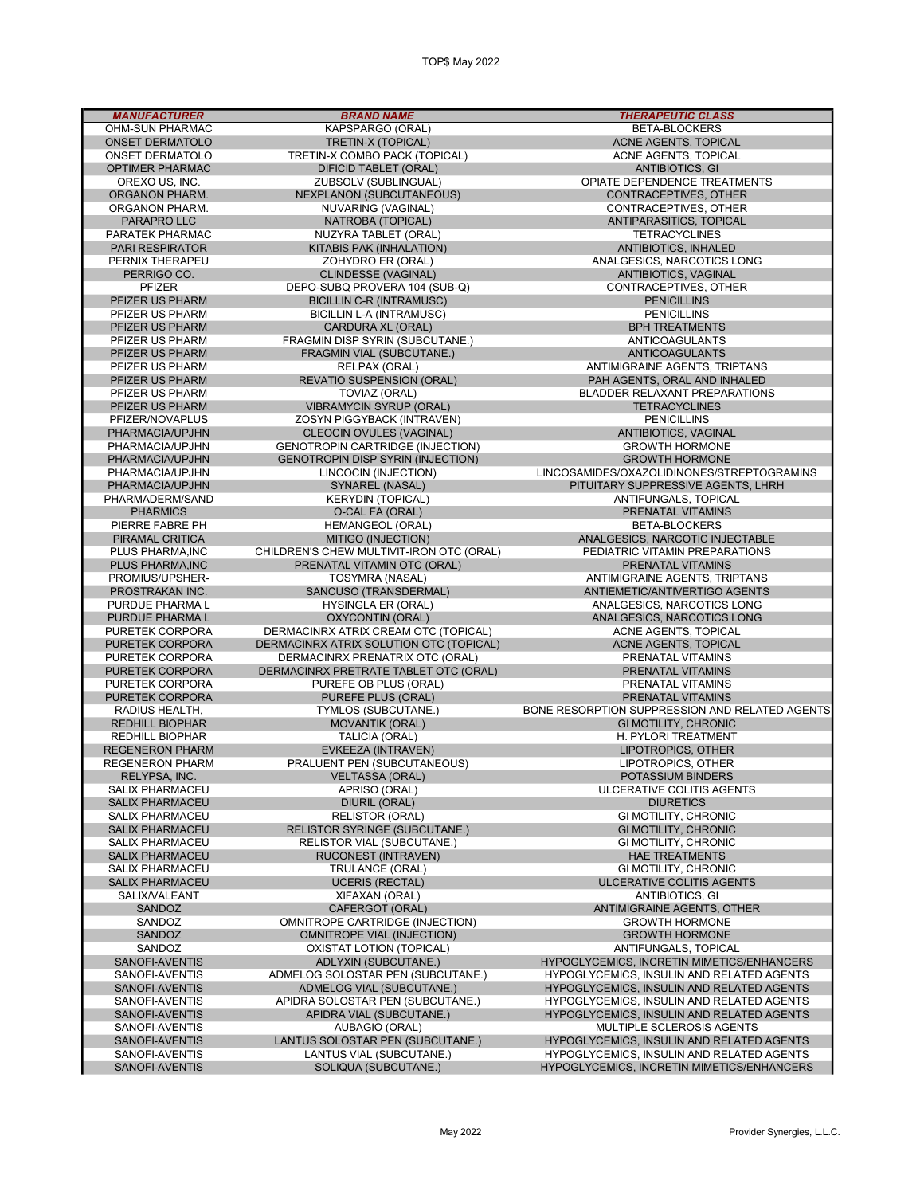| *MANUFACTURER* | *BRAND NAME* | *THERAPEUTIC CLASS* |
|---|---|---|
| OHM-SUN PHARMAC | KAPSPARGO (ORAL) | BETA-BLOCKERS |
| ONSET DERMATOLO | TRETIN-X (TOPICAL) | ACNE AGENTS, TOPICAL |
| ONSET DERMATOLO | TRETIN-X COMBO PACK (TOPICAL) | ACNE AGENTS, TOPICAL |
| OPTIMER PHARMAC | DIFICID TABLET (ORAL) | ANTIBIOTICS, GI |
| OREXO US, INC. | ZUBSOLV (SUBLINGUAL) | OPIATE DEPENDENCE TREATMENTS |
| ORGANON PHARM. | NEXPLANON (SUBCUTANEOUS) | CONTRACEPTIVES, OTHER |
| ORGANON PHARM. | NUVARING (VAGINAL) | CONTRACEPTIVES, OTHER |
| PARAPRO LLC | NATROBA (TOPICAL) | ANTIPARASITICS, TOPICAL |
| PARATEK PHARMAC | NUZYRA TABLET (ORAL) | TETRACYCLINES |
| PARI RESPIRATOR | KITABIS PAK (INHALATION) | ANTIBIOTICS, INHALED |
| PERNIX THERAPEU | ZOHYDRO ER (ORAL) | ANALGESICS, NARCOTICS LONG |
| PERRIGO CO. | CLINDESSE (VAGINAL) | ANTIBIOTICS, VAGINAL |
| PFIZER | DEPO-SUBQ PROVERA 104 (SUB-Q) | CONTRACEPTIVES, OTHER |
| PFIZER US PHARM | BICILLIN C-R (INTRAMUSC) | PENICILLINS |
| PFIZER US PHARM | BICILLIN L-A (INTRAMUSC) | PENICILLINS |
| PFIZER US PHARM | CARDURA XL (ORAL) | BPH TREATMENTS |
| PFIZER US PHARM | FRAGMIN DISP SYRIN (SUBCUTANE.) | ANTICOAGULANTS |
| PFIZER US PHARM | FRAGMIN VIAL (SUBCUTANE.) | ANTICOAGULANTS |
| PFIZER US PHARM | RELPAX (ORAL) | ANTIMIGRAINE AGENTS, TRIPTANS |
| PFIZER US PHARM | REVATIO SUSPENSION (ORAL) | PAH AGENTS, ORAL AND INHALED |
| PFIZER US PHARM | TOVIAZ (ORAL) | BLADDER RELAXANT PREPARATIONS |
| PFIZER US PHARM | VIBRAMYCIN SYRUP (ORAL) | TETRACYCLINES |
| PFIZER/NOVAPLUS | ZOSYN PIGGYBACK (INTRAVEN) | PENICILLINS |
| PHARMACIA/UPJHN | CLEOCIN OVULES (VAGINAL) | ANTIBIOTICS, VAGINAL |
| PHARMACIA/UPJHN | GENOTROPIN CARTRIDGE (INJECTION) | GROWTH HORMONE |
| PHARMACIA/UPJHN | GENOTROPIN DISP SYRIN (INJECTION) | GROWTH HORMONE |
| PHARMACIA/UPJHN | LINCOCIN (INJECTION) | LINCOSAMIDES/OXAZOLIDINONES/STREPTOGRAMINS |
| PHARMACIA/UPJHN | SYNAREL (NASAL) | PITUITARY SUPPRESSIVE AGENTS, LHRH |
| PHARMADERM/SAND | KERYDIN (TOPICAL) | ANTIFUNGALS, TOPICAL |
| PHARMICS | O-CAL FA (ORAL) | PRENATAL VITAMINS |
| PIERRE FABRE PH | HEMANGEOL (ORAL) | BETA-BLOCKERS |
| PIRAMAL CRITICA | MITIGO (INJECTION) | ANALGESICS, NARCOTIC INJECTABLE |
| PLUS PHARMA,INC | CHILDREN'S CHEW MULTIVIT-IRON OTC (ORAL) | PEDIATRIC VITAMIN PREPARATIONS |
| PLUS PHARMA,INC | PRENATAL VITAMIN OTC (ORAL) | PRENATAL VITAMINS |
| PROMIUS/UPSHER- | TOSYMRA (NASAL) | ANTIMIGRAINE AGENTS, TRIPTANS |
| PROSTRAKAN INC. | SANCUSO (TRANSDERMAL) | ANTIEMETIC/ANTIVERTIGO AGENTS |
| PURDUE PHARMA L | HYSINGLA ER (ORAL) | ANALGESICS, NARCOTICS LONG |
| PURDUE PHARMA L | OXYCONTIN (ORAL) | ANALGESICS, NARCOTICS LONG |
| PURETEK CORPORA | DERMACINRX ATRIX CREAM OTC (TOPICAL) | ACNE AGENTS, TOPICAL |
| PURETEK CORPORA | DERMACINRX ATRIX SOLUTION OTC (TOPICAL) | ACNE AGENTS, TOPICAL |
| PURETEK CORPORA | DERMACINRX PRENATRIX OTC (ORAL) | PRENATAL VITAMINS |
| PURETEK CORPORA | DERMACINRX PRETRATE TABLET OTC (ORAL) | PRENATAL VITAMINS |
| PURETEK CORPORA | PUREFE OB PLUS (ORAL) | PRENATAL VITAMINS |
| PURETEK CORPORA | PUREFE PLUS (ORAL) | PRENATAL VITAMINS |
| RADIUS HEALTH, | TYMLOS (SUBCUTANE.) | BONE RESORPTION SUPPRESSION AND RELATED AGENTS |
| REDHILL BIOPHAR | MOVANTIK (ORAL) | GI MOTILITY, CHRONIC |
| REDHILL BIOPHAR | TALICIA (ORAL) | H. PYLORI TREATMENT |
| REGENERON PHARM | EVKEEZA (INTRAVEN) | LIPOTROPICS, OTHER |
| REGENERON PHARM | PRALUENT PEN (SUBCUTANEOUS) | LIPOTROPICS, OTHER |
| RELYPSA, INC. | VELTASSA (ORAL) | POTASSIUM BINDERS |
| SALIX PHARMACEU | APRISO (ORAL) | ULCERATIVE COLITIS AGENTS |
| SALIX PHARMACEU | DIURIL (ORAL) | DIURETICS |
| SALIX PHARMACEU | RELISTOR (ORAL) | GI MOTILITY, CHRONIC |
| SALIX PHARMACEU | RELISTOR SYRINGE (SUBCUTANE.) | GI MOTILITY, CHRONIC |
| SALIX PHARMACEU | RELISTOR VIAL (SUBCUTANE.) | GI MOTILITY, CHRONIC |
| SALIX PHARMACEU | RUCONEST (INTRAVEN) | HAE TREATMENTS |
| SALIX PHARMACEU | TRULANCE (ORAL) | GI MOTILITY, CHRONIC |
| SALIX PHARMACEU | UCERIS (RECTAL) | ULCERATIVE COLITIS AGENTS |
| SALIX/VALEANT | XIFAXAN (ORAL) | ANTIBIOTICS, GI |
| SANDOZ | CAFERGOT (ORAL) | ANTIMIGRAINE AGENTS, OTHER |
| SANDOZ | OMNITROPE CARTRIDGE (INJECTION) | GROWTH HORMONE |
| SANDOZ | OMNITROPE VIAL (INJECTION) | GROWTH HORMONE |
| SANDOZ | OXISTAT LOTION (TOPICAL) | ANTIFUNGALS, TOPICAL |
| SANOFI-AVENTIS | ADLYXIN (SUBCUTANE.) | HYPOGLYCEMICS, INCRETIN MIMETICS/ENHANCERS |
| SANOFI-AVENTIS | ADMELOG SOLOSTAR PEN (SUBCUTANE.) | HYPOGLYCEMICS, INSULIN AND RELATED AGENTS |
| SANOFI-AVENTIS | ADMELOG VIAL (SUBCUTANE.) | HYPOGLYCEMICS, INSULIN AND RELATED AGENTS |
| SANOFI-AVENTIS | APIDRA SOLOSTAR PEN (SUBCUTANE.) | HYPOGLYCEMICS, INSULIN AND RELATED AGENTS |
| SANOFI-AVENTIS | APIDRA VIAL (SUBCUTANE.) | HYPOGLYCEMICS, INSULIN AND RELATED AGENTS |
| SANOFI-AVENTIS | AUBAGIO (ORAL) | MULTIPLE SCLEROSIS AGENTS |
| SANOFI-AVENTIS | LANTUS SOLOSTAR PEN (SUBCUTANE.) | HYPOGLYCEMICS, INSULIN AND RELATED AGENTS |
| SANOFI-AVENTIS | LANTUS VIAL (SUBCUTANE.) | HYPOGLYCEMICS, INSULIN AND RELATED AGENTS |
| SANOFI-AVENTIS | SOLIQUA (SUBCUTANE.) | HYPOGLYCEMICS, INCRETIN MIMETICS/ENHANCERS |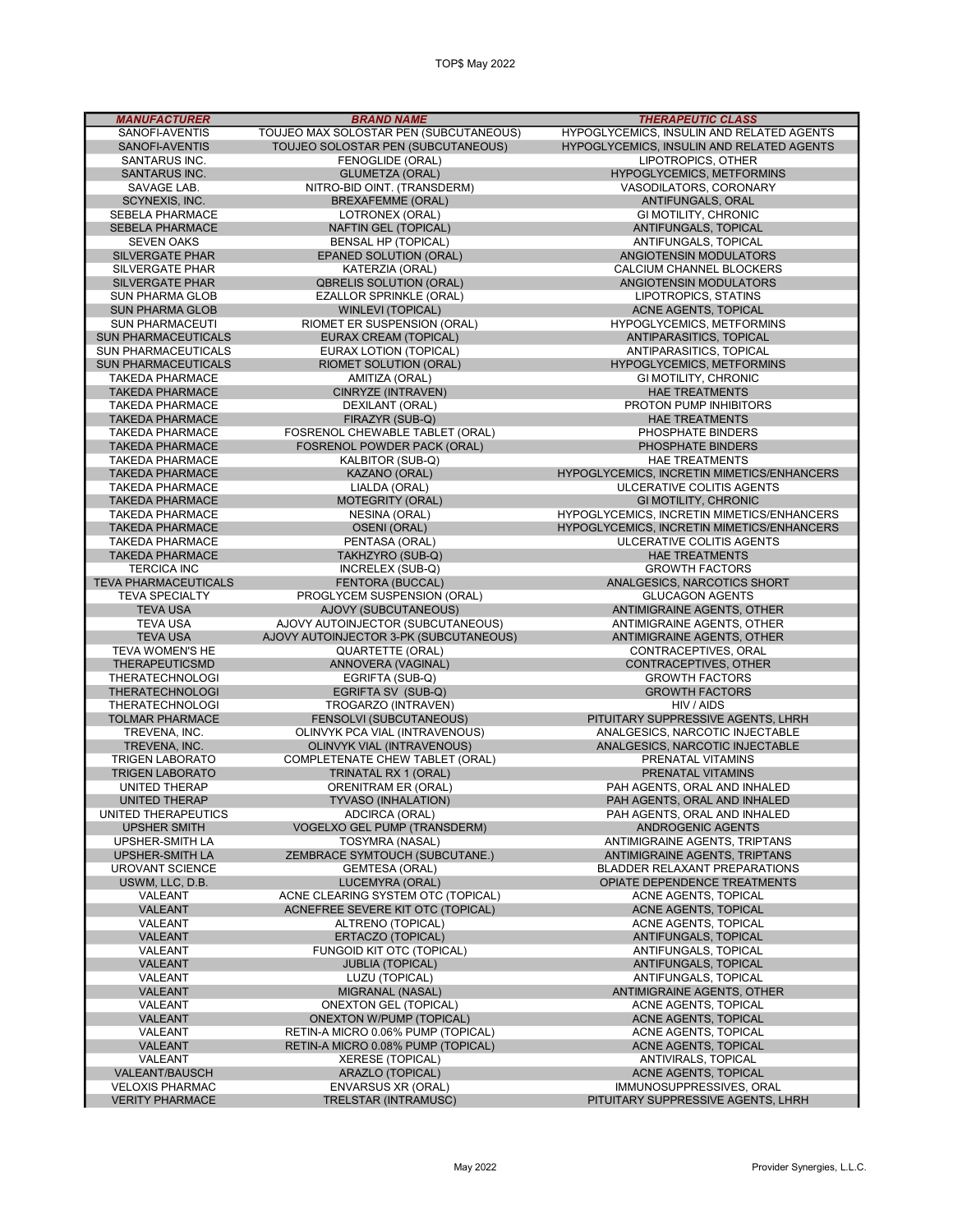| MANUFACTURER | BRAND NAME | THERAPEUTIC CLASS |
|---|---|---|
| SANOFI-AVENTIS | TOUJEO MAX SOLOSTAR PEN (SUBCUTANEOUS) | HYPOGLYCEMICS, INSULIN AND RELATED AGENTS |
| SANOFI-AVENTIS | TOUJEO SOLOSTAR PEN (SUBCUTANEOUS) | HYPOGLYCEMICS, INSULIN AND RELATED AGENTS |
| SANTARUS INC. | FENOGLIDE (ORAL) | LIPOTROPICS, OTHER |
| SANTARUS INC. | GLUMETZA (ORAL) | HYPOGLYCEMICS, METFORMINS |
| SAVAGE LAB. | NITRO-BID OINT. (TRANSDERM) | VASODILATORS, CORONARY |
| SCYNEXIS, INC. | BREXAFEMME (ORAL) | ANTIFUNGALS, ORAL |
| SEBELA PHARMACE | LOTRONEX (ORAL) | GI MOTILITY, CHRONIC |
| SEBELA PHARMACE | NAFTIN GEL (TOPICAL) | ANTIFUNGALS, TOPICAL |
| SEVEN OAKS | BENSAL HP (TOPICAL) | ANTIFUNGALS, TOPICAL |
| SILVERGATE PHAR | EPANED SOLUTION (ORAL) | ANGIOTENSIN MODULATORS |
| SILVERGATE PHAR | KATERZIA (ORAL) | CALCIUM CHANNEL BLOCKERS |
| SILVERGATE PHAR | QBRELIS SOLUTION (ORAL) | ANGIOTENSIN MODULATORS |
| SUN PHARMA GLOB | EZALLOR SPRINKLE (ORAL) | LIPOTROPICS, STATINS |
| SUN PHARMA GLOB | WINLEVI (TOPICAL) | ACNE AGENTS, TOPICAL |
| SUN PHARMACEUTI | RIOMET ER SUSPENSION (ORAL) | HYPOGLYCEMICS, METFORMINS |
| SUN PHARMACEUTICALS | EURAX CREAM (TOPICAL) | ANTIPARASITICS, TOPICAL |
| SUN PHARMACEUTICALS | EURAX LOTION (TOPICAL) | ANTIPARASITICS, TOPICAL |
| SUN PHARMACEUTICALS | RIOMET SOLUTION (ORAL) | HYPOGLYCEMICS, METFORMINS |
| TAKEDA PHARMACE | AMITIZA (ORAL) | GI MOTILITY, CHRONIC |
| TAKEDA PHARMACE | CINRYZE (INTRAVEN) | HAE TREATMENTS |
| TAKEDA PHARMACE | DEXILANT (ORAL) | PROTON PUMP INHIBITORS |
| TAKEDA PHARMACE | FIRAZYR (SUB-Q) | HAE TREATMENTS |
| TAKEDA PHARMACE | FOSRENOL CHEWABLE TABLET (ORAL) | PHOSPHATE BINDERS |
| TAKEDA PHARMACE | FOSRENOL POWDER PACK (ORAL) | PHOSPHATE BINDERS |
| TAKEDA PHARMACE | KALBITOR (SUB-Q) | HAE TREATMENTS |
| TAKEDA PHARMACE | KAZANO (ORAL) | HYPOGLYCEMICS, INCRETIN MIMETICS/ENHANCERS |
| TAKEDA PHARMACE | LIALDA (ORAL) | ULCERATIVE COLITIS AGENTS |
| TAKEDA PHARMACE | MOTEGRITY (ORAL) | GI MOTILITY, CHRONIC |
| TAKEDA PHARMACE | NESINA (ORAL) | HYPOGLYCEMICS, INCRETIN MIMETICS/ENHANCERS |
| TAKEDA PHARMACE | OSENI (ORAL) | HYPOGLYCEMICS, INCRETIN MIMETICS/ENHANCERS |
| TAKEDA PHARMACE | PENTASA (ORAL) | ULCERATIVE COLITIS AGENTS |
| TAKEDA PHARMACE | TAKHZYRO (SUB-Q) | HAE TREATMENTS |
| TERCICA INC | INCRELEX (SUB-Q) | GROWTH FACTORS |
| TEVA PHARMACEUTICALS | FENTORA (BUCCAL) | ANALGESICS, NARCOTICS SHORT |
| TEVA SPECIALTY | PROGLYCEM SUSPENSION (ORAL) | GLUCAGON AGENTS |
| TEVA USA | AJOVY (SUBCUTANEOUS) | ANTIMIGRAINE AGENTS, OTHER |
| TEVA USA | AJOVY AUTOINJECTOR (SUBCUTANEOUS) | ANTIMIGRAINE AGENTS, OTHER |
| TEVA USA | AJOVY AUTOINJECTOR 3-PK (SUBCUTANEOUS) | ANTIMIGRAINE AGENTS, OTHER |
| TEVA WOMEN'S HE | QUARTETTE (ORAL) | CONTRACEPTIVES, ORAL |
| THERAPEUTICSMD | ANNOVERA (VAGINAL) | CONTRACEPTIVES, OTHER |
| THERATECHNOLOGI | EGRIFTA (SUB-Q) | GROWTH FACTORS |
| THERATECHNOLOGI | EGRIFTA SV (SUB-Q) | GROWTH FACTORS |
| THERATECHNOLOGI | TROGARZO (INTRAVEN) | HIV / AIDS |
| TOLMAR PHARMACE | FENSOLVI (SUBCUTANEOUS) | PITUITARY SUPPRESSIVE AGENTS, LHRH |
| TREVENA, INC. | OLINVYK PCA VIAL (INTRAVENOUS) | ANALGESICS, NARCOTIC INJECTABLE |
| TREVENA, INC. | OLINVYK VIAL (INTRAVENOUS) | ANALGESICS, NARCOTIC INJECTABLE |
| TRIGEN LABORATO | COMPLETENATE CHEW TABLET (ORAL) | PRENATAL VITAMINS |
| TRIGEN LABORATO | TRINATAL RX 1 (ORAL) | PRENATAL VITAMINS |
| UNITED THERAP | ORENITRAM ER (ORAL) | PAH AGENTS, ORAL AND INHALED |
| UNITED THERAP | TYVASO (INHALATION) | PAH AGENTS, ORAL AND INHALED |
| UNITED THERAPEUTICS | ADCIRCA (ORAL) | PAH AGENTS, ORAL AND INHALED |
| UPSHER SMITH | VOGELXO GEL PUMP (TRANSDERM) | ANDROGENIC AGENTS |
| UPSHER-SMITH LA | TOSYMRA (NASAL) | ANTIMIGRAINE AGENTS, TRIPTANS |
| UPSHER-SMITH LA | ZEMBRACE SYMTOUCH (SUBCUTANE.) | ANTIMIGRAINE AGENTS, TRIPTANS |
| UROVANT SCIENCE | GEMTESA (ORAL) | BLADDER RELAXANT PREPARATIONS |
| USWM, LLC, D.B. | LUCEMYRA (ORAL) | OPIATE DEPENDENCE TREATMENTS |
| VALEANT | ACNE CLEARING SYSTEM OTC (TOPICAL) | ACNE AGENTS, TOPICAL |
| VALEANT | ACNEFREE SEVERE KIT OTC (TOPICAL) | ACNE AGENTS, TOPICAL |
| VALEANT | ALTRENO (TOPICAL) | ACNE AGENTS, TOPICAL |
| VALEANT | ERTACZO (TOPICAL) | ANTIFUNGALS, TOPICAL |
| VALEANT | FUNGOID KIT OTC (TOPICAL) | ANTIFUNGALS, TOPICAL |
| VALEANT | JUBLIA (TOPICAL) | ANTIFUNGALS, TOPICAL |
| VALEANT | LUZU (TOPICAL) | ANTIFUNGALS, TOPICAL |
| VALEANT | MIGRANAL (NASAL) | ANTIMIGRAINE AGENTS, OTHER |
| VALEANT | ONEXTON GEL (TOPICAL) | ACNE AGENTS, TOPICAL |
| VALEANT | ONEXTON W/PUMP (TOPICAL) | ACNE AGENTS, TOPICAL |
| VALEANT | RETIN-A MICRO 0.06% PUMP (TOPICAL) | ACNE AGENTS, TOPICAL |
| VALEANT | RETIN-A MICRO 0.08% PUMP (TOPICAL) | ACNE AGENTS, TOPICAL |
| VALEANT | XERESE (TOPICAL) | ANTIVIRALS, TOPICAL |
| VALEANT/BAUSCH | ARAZLO (TOPICAL) | ACNE AGENTS, TOPICAL |
| VELOXIS PHARMAC | ENVARSUS XR (ORAL) | IMMUNOSUPPRESSIVES, ORAL |
| VERITY PHARMACE | TRELSTAR (INTRAMUSC) | PITUITARY SUPPRESSIVE AGENTS, LHRH |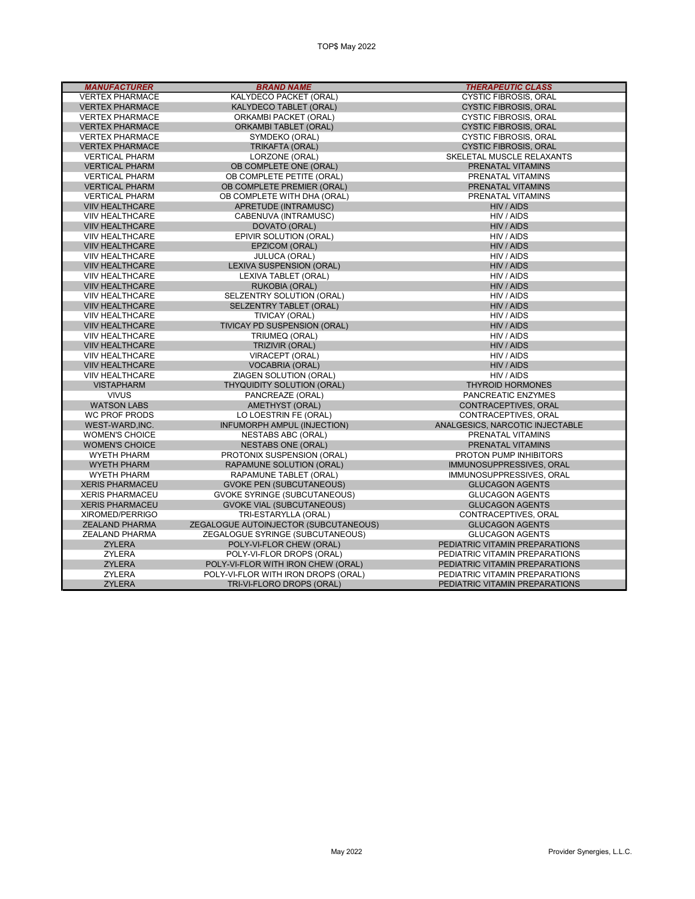| MANUFACTURER | BRAND NAME | THERAPEUTIC CLASS |
| --- | --- | --- |
| VERTEX PHARMACE | KALYDECO PACKET (ORAL) | CYSTIC FIBROSIS, ORAL |
| VERTEX PHARMACE | KALYDECO TABLET (ORAL) | CYSTIC FIBROSIS, ORAL |
| VERTEX PHARMACE | ORKAMBI PACKET (ORAL) | CYSTIC FIBROSIS, ORAL |
| VERTEX PHARMACE | ORKAMBI TABLET (ORAL) | CYSTIC FIBROSIS, ORAL |
| VERTEX PHARMACE | SYMDEKO (ORAL) | CYSTIC FIBROSIS, ORAL |
| VERTEX PHARMACE | TRIKAFTA (ORAL) | CYSTIC FIBROSIS, ORAL |
| VERTICAL PHARM | LORZONE (ORAL) | SKELETAL MUSCLE RELAXANTS |
| VERTICAL PHARM | OB COMPLETE ONE (ORAL) | PRENATAL VITAMINS |
| VERTICAL PHARM | OB COMPLETE PETITE (ORAL) | PRENATAL VITAMINS |
| VERTICAL PHARM | OB COMPLETE PREMIER (ORAL) | PRENATAL VITAMINS |
| VERTICAL PHARM | OB COMPLETE WITH DHA (ORAL) | PRENATAL VITAMINS |
| VIIV HEALTHCARE | APRETUDE (INTRAMUSC) | HIV / AIDS |
| VIIV HEALTHCARE | CABENUVA (INTRAMUSC) | HIV / AIDS |
| VIIV HEALTHCARE | DOVATO (ORAL) | HIV / AIDS |
| VIIV HEALTHCARE | EPIVIR SOLUTION (ORAL) | HIV / AIDS |
| VIIV HEALTHCARE | EPZICOM (ORAL) | HIV / AIDS |
| VIIV HEALTHCARE | JULUCA (ORAL) | HIV / AIDS |
| VIIV HEALTHCARE | LEXIVA SUSPENSION (ORAL) | HIV / AIDS |
| VIIV HEALTHCARE | LEXIVA TABLET (ORAL) | HIV / AIDS |
| VIIV HEALTHCARE | RUKOBIA (ORAL) | HIV / AIDS |
| VIIV HEALTHCARE | SELZENTRY SOLUTION (ORAL) | HIV / AIDS |
| VIIV HEALTHCARE | SELZENTRY TABLET (ORAL) | HIV / AIDS |
| VIIV HEALTHCARE | TIVICAY (ORAL) | HIV / AIDS |
| VIIV HEALTHCARE | TIVICAY PD SUSPENSION (ORAL) | HIV / AIDS |
| VIIV HEALTHCARE | TRIUMEQ (ORAL) | HIV / AIDS |
| VIIV HEALTHCARE | TRIZIVIR (ORAL) | HIV / AIDS |
| VIIV HEALTHCARE | VIRACEPT (ORAL) | HIV / AIDS |
| VIIV HEALTHCARE | VOCABRIA (ORAL) | HIV / AIDS |
| VIIV HEALTHCARE | ZIAGEN SOLUTION (ORAL) | HIV / AIDS |
| VISTAPHARM | THYQUIDITY SOLUTION (ORAL) | THYROID HORMONES |
| VIVUS | PANCREAZE (ORAL) | PANCREATIC ENZYMES |
| WATSON LABS | AMETHYST (ORAL) | CONTRACEPTIVES, ORAL |
| WC PROF PRODS | LO LOESTRIN FE (ORAL) | CONTRACEPTIVES, ORAL |
| WEST-WARD,INC. | INFUMORPH AMPUL (INJECTION) | ANALGESICS, NARCOTIC INJECTABLE |
| WOMEN'S CHOICE | NESTABS ABC (ORAL) | PRENATAL VITAMINS |
| WOMEN'S CHOICE | NESTABS ONE (ORAL) | PRENATAL VITAMINS |
| WYETH PHARM | PROTONIX SUSPENSION (ORAL) | PROTON PUMP INHIBITORS |
| WYETH PHARM | RAPAMUNE SOLUTION (ORAL) | IMMUNOSUPPRESSIVES, ORAL |
| WYETH PHARM | RAPAMUNE TABLET (ORAL) | IMMUNOSUPPRESSIVES, ORAL |
| XERIS PHARMACEU | GVOKE PEN (SUBCUTANEOUS) | GLUCAGON AGENTS |
| XERIS PHARMACEU | GVOKE SYRINGE (SUBCUTANEOUS) | GLUCAGON AGENTS |
| XERIS PHARMACEU | GVOKE VIAL (SUBCUTANEOUS) | GLUCAGON AGENTS |
| XIROMED/PERRIGO | TRI-ESTARYLLA (ORAL) | CONTRACEPTIVES, ORAL |
| ZEALAND PHARMA | ZEGALOGUE AUTOINJECTOR (SUBCUTANEOUS) | GLUCAGON AGENTS |
| ZEALAND PHARMA | ZEGALOGUE SYRINGE (SUBCUTANEOUS) | GLUCAGON AGENTS |
| ZYLERA | POLY-VI-FLOR CHEW (ORAL) | PEDIATRIC VITAMIN PREPARATIONS |
| ZYLERA | POLY-VI-FLOR DROPS (ORAL) | PEDIATRIC VITAMIN PREPARATIONS |
| ZYLERA | POLY-VI-FLOR WITH IRON CHEW (ORAL) | PEDIATRIC VITAMIN PREPARATIONS |
| ZYLERA | POLY-VI-FLOR WITH IRON DROPS (ORAL) | PEDIATRIC VITAMIN PREPARATIONS |
| ZYLERA | TRI-VI-FLORO DROPS (ORAL) | PEDIATRIC VITAMIN PREPARATIONS |